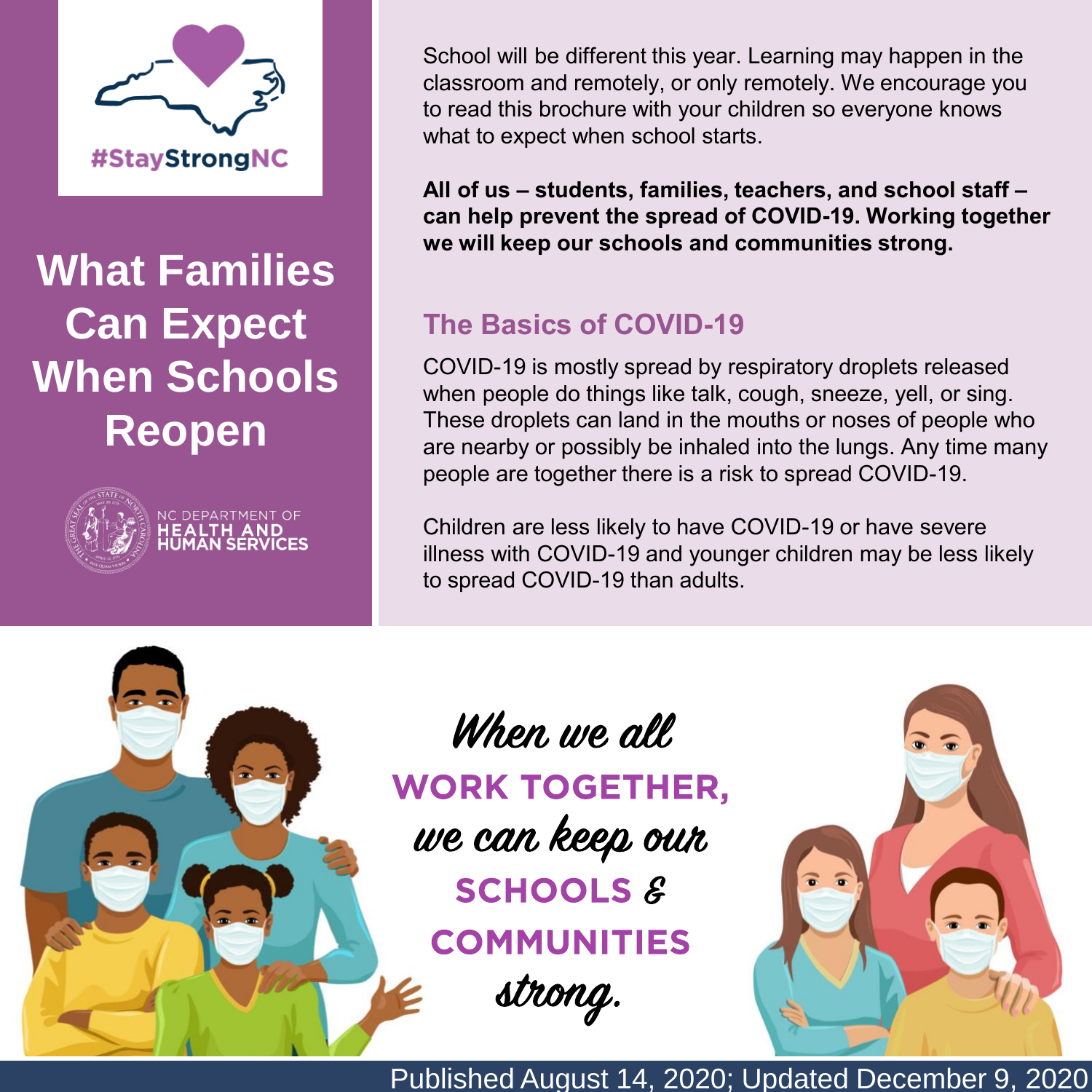#StayStrongNC

# What Families Can Expect When Schools Reopen

NC DEPARTMENT OF HEALTH AND HUMAN SERVICES

School will be different this year. Learning may happen in the classroom and remotely, or only remotely. We encourage you to read this brochure with your children so everyone knows what to expect when school starts.

**All of us – students, families, teachers, and school staff – can help prevent the spread of COVID-19. Working together we will keep our schools and communities strong.**

## The Basics of COVID-19

COVID-19 is mostly spread by respiratory droplets released when people do things like talk, cough, sneeze, yell, or sing. These droplets can land in the mouths or noses of people who are nearby or possibly be inhaled into the lungs. Any time many people are together there is a risk to spread COVID-19.

Children are less likely to have COVID-19 or have severe illness with COVID-19 and younger children may be less likely to spread COVID-19 than adults.

*When we all* **WORK TOGETHER,** *we can keep our* **SCHOOLS &** **COMMUNITIES** *strong.*

Published August 14, 2020; Updated December 9, 2020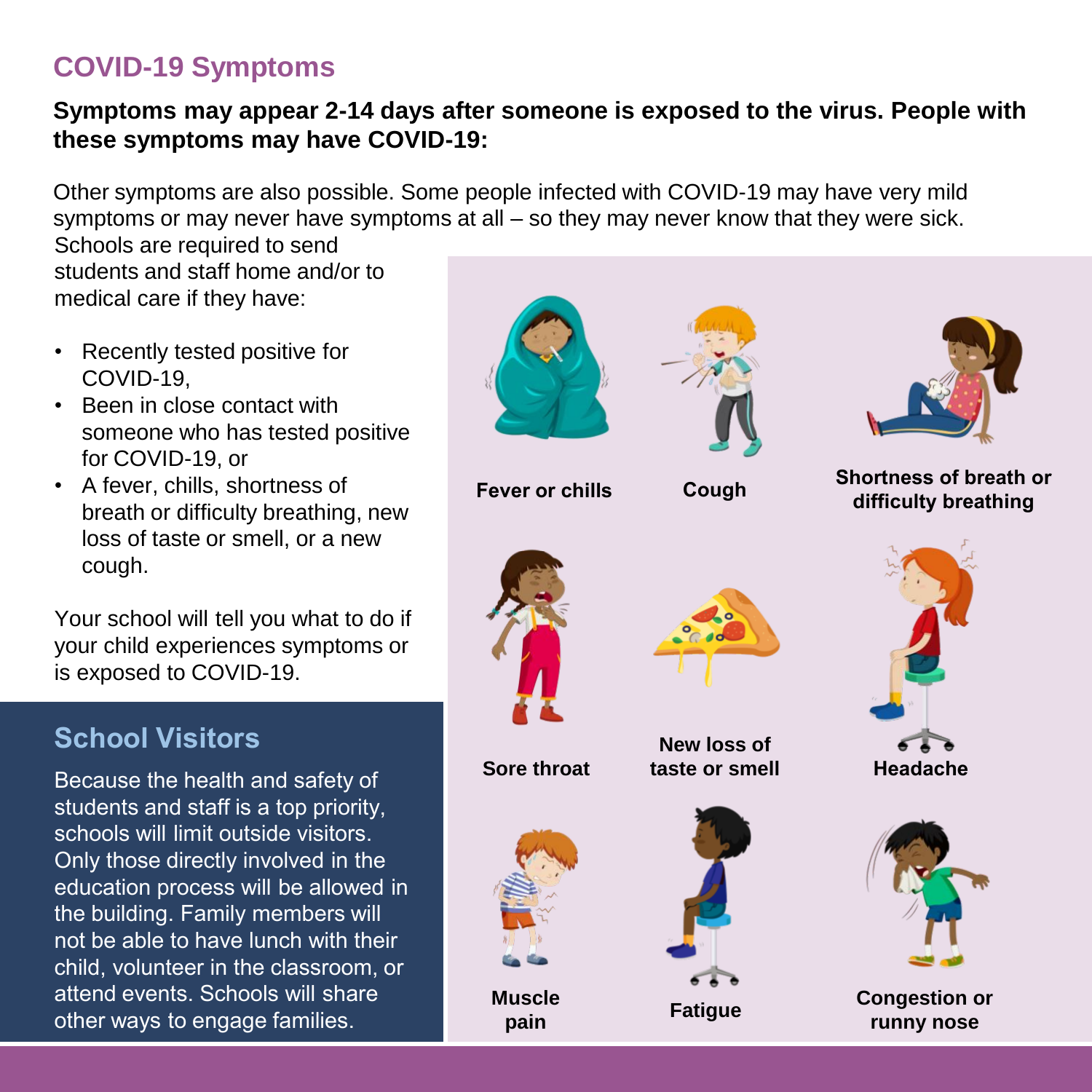## COVID-19 Symptoms

**Symptoms may appear 2-14 days after someone is exposed to the virus. People with these symptoms may have COVID-19:**

Other symptoms are also possible. Some people infected with COVID-19 may have very mild symptoms or may never have symptoms at all – so they may never know that they were sick.

Schools are required to send students and staff home and/or to medical care if they have:

- Recently tested positive for COVID-19,
- Been in close contact with someone who has tested positive for COVID-19, or
- A fever, chills, shortness of breath or difficulty breathing, new loss of taste or smell, or a new cough.

Your school will tell you what to do if your child experiences symptoms or is exposed to COVID-19.

**Fever or chills**

**Cough**

**Shortness of breath or difficulty breathing**

**Sore throat**

**New loss of taste or smell**

**Headache**

**Muscle pain**

**Fatigue**

**Congestion or runny nose**

## School Visitors

Because the health and safety of students and staff is a top priority, schools will limit outside visitors. Only those directly involved in the education process will be allowed in the building. Family members will not be able to have lunch with their child, volunteer in the classroom, or attend events. Schools will share other ways to engage families.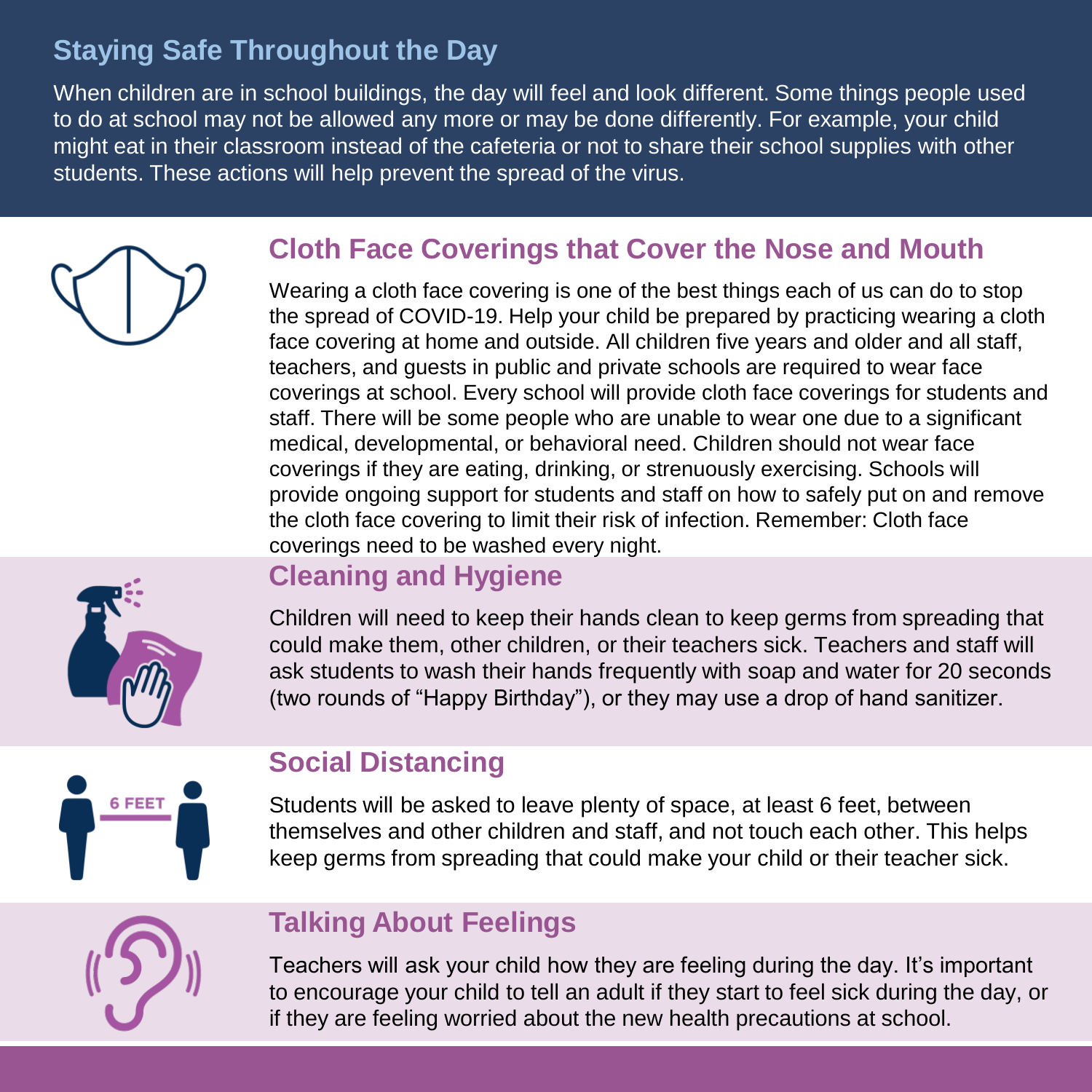## Staying Safe Throughout the Day

When children are in school buildings, the day will feel and look different. Some things people used to do at school may not be allowed any more or may be done differently. For example, your child might eat in their classroom instead of the cafeteria or not to share their school supplies with other students. These actions will help prevent the spread of the virus.

### Cloth Face Coverings that Cover the Nose and Mouth

Wearing a cloth face covering is one of the best things each of us can do to stop the spread of COVID-19. Help your child be prepared by practicing wearing a cloth face covering at home and outside. All children five years and older and all staff, teachers, and guests in public and private schools are required to wear face coverings at school. Every school will provide cloth face coverings for students and staff. There will be some people who are unable to wear one due to a significant medical, developmental, or behavioral need. Children should not wear face coverings if they are eating, drinking, or strenuously exercising. Schools will provide ongoing support for students and staff on how to safely put on and remove the cloth face covering to limit their risk of infection. Remember: Cloth face coverings need to be washed every night.

### Cleaning and Hygiene

Children will need to keep their hands clean to keep germs from spreading that could make them, other children, or their teachers sick. Teachers and staff will ask students to wash their hands frequently with soap and water for 20 seconds (two rounds of "Happy Birthday"), or they may use a drop of hand sanitizer.

### Social Distancing

6 FEET

Students will be asked to leave plenty of space, at least 6 feet, between themselves and other children and staff, and not touch each other. This helps keep germs from spreading that could make your child or their teacher sick.

### Talking About Feelings

Teachers will ask your child how they are feeling during the day. It's important to encourage your child to tell an adult if they start to feel sick during the day, or if they are feeling worried about the new health precautions at school.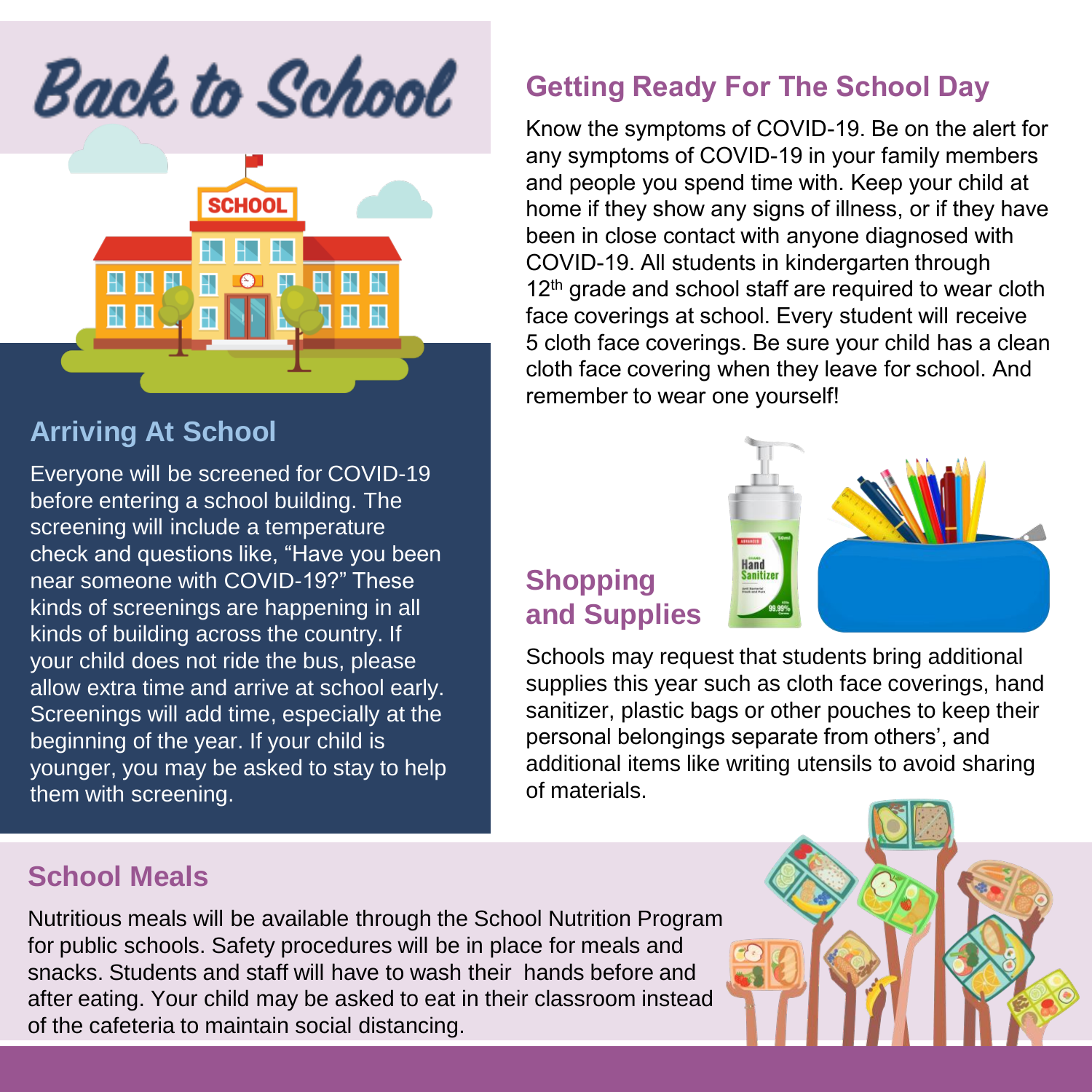# Back to School

## Getting Ready For The School Day

Know the symptoms of COVID-19. Be on the alert for any symptoms of COVID-19 in your family members and people you spend time with. Keep your child at home if they show any signs of illness, or if they have been in close contact with anyone diagnosed with COVID-19. All students in kindergarten through 12th grade and school staff are required to wear cloth face coverings at school. Every student will receive 5 cloth face coverings. Be sure your child has a clean cloth face covering when they leave for school. And remember to wear one yourself!

## Arriving At School

Everyone will be screened for COVID-19 before entering a school building. The screening will include a temperature check and questions like, "Have you been near someone with COVID-19?" These kinds of screenings are happening in all kinds of building across the country. If your child does not ride the bus, please allow extra time and arrive at school early. Screenings will add time, especially at the beginning of the year. If your child is younger, you may be asked to stay to help them with screening.

## Shopping and Supplies

Schools may request that students bring additional supplies this year such as cloth face coverings, hand sanitizer, plastic bags or other pouches to keep their personal belongings separate from others', and additional items like writing utensils to avoid sharing of materials.

## School Meals

Nutritious meals will be available through the School Nutrition Program for public schools. Safety procedures will be in place for meals and snacks. Students and staff will have to wash their hands before and after eating. Your child may be asked to eat in their classroom instead of the cafeteria to maintain social distancing.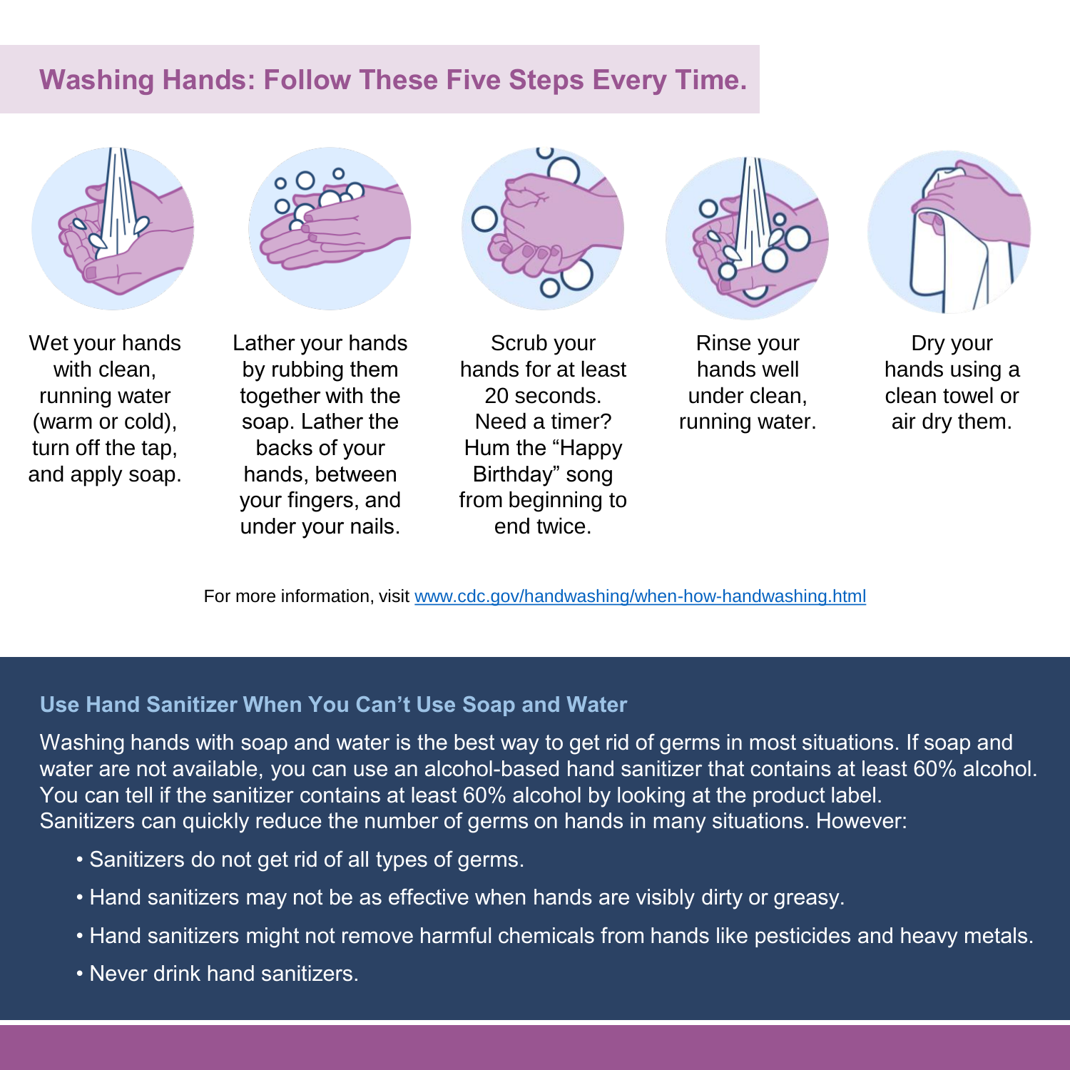## Washing Hands: Follow These Five Steps Every Time.

1. Wet your hands with clean, running water (warm or cold), turn off the tap, and apply soap.
2. Lather your hands by rubbing them together with the soap. Lather the backs of your hands, between your fingers, and under your nails.
3. Scrub your hands for at least 20 seconds. Need a timer? Hum the "Happy Birthday" song from beginning to end twice.
4. Rinse your hands well under clean, running water.
5. Dry your hands using a clean towel or air dry them.

For more information, visit www.cdc.gov/handwashing/when-how-handwashing.html

### Use Hand Sanitizer When You Can't Use Soap and Water

Washing hands with soap and water is the best way to get rid of germs in most situations. If soap and water are not available, you can use an alcohol-based hand sanitizer that contains at least 60% alcohol. You can tell if the sanitizer contains at least 60% alcohol by looking at the product label. Sanitizers can quickly reduce the number of germs on hands in many situations. However:

- Sanitizers do not get rid of all types of germs.
- Hand sanitizers may not be as effective when hands are visibly dirty or greasy.
- Hand sanitizers might not remove harmful chemicals from hands like pesticides and heavy metals.
- Never drink hand sanitizers.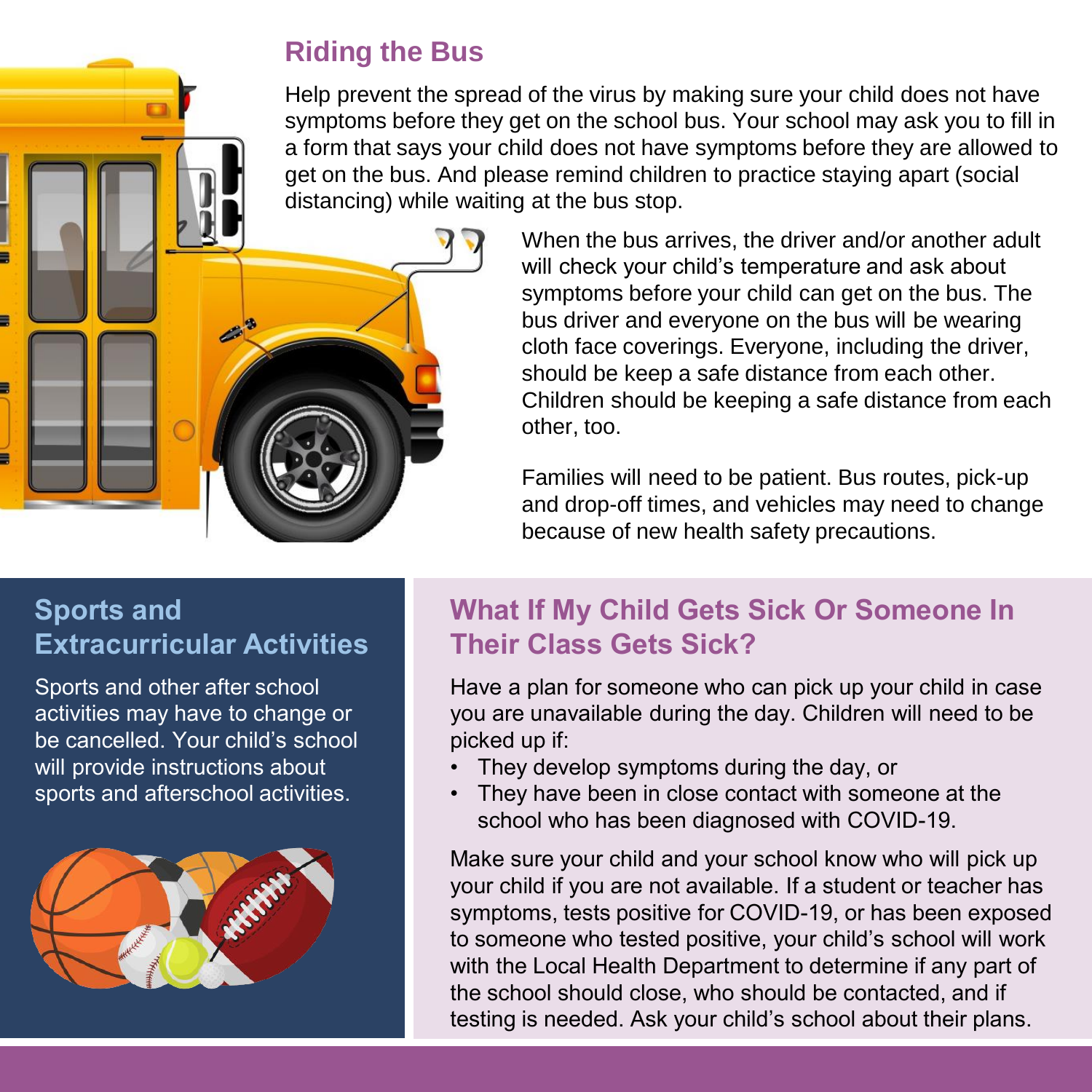## Riding the Bus

Help prevent the spread of the virus by making sure your child does not have symptoms before they get on the school bus. Your school may ask you to fill in a form that says your child does not have symptoms before they are allowed to get on the bus. And please remind children to practice staying apart (social distancing) while waiting at the bus stop.

When the bus arrives, the driver and/or another adult will check your child's temperature and ask about symptoms before your child can get on the bus. The bus driver and everyone on the bus will be wearing cloth face coverings. Everyone, including the driver, should be keep a safe distance from each other. Children should be keeping a safe distance from each other, too.

Families will need to be patient. Bus routes, pick-up and drop-off times, and vehicles may need to change because of new health safety precautions.

## Sports and Extracurricular Activities

Sports and other after school activities may have to change or be cancelled. Your child's school will provide instructions about sports and afterschool activities.

## What If My Child Gets Sick Or Someone In Their Class Gets Sick?

Have a plan for someone who can pick up your child in case you are unavailable during the day. Children will need to be picked up if:

- They develop symptoms during the day, or
- They have been in close contact with someone at the school who has been diagnosed with COVID-19.

Make sure your child and your school know who will pick up your child if you are not available. If a student or teacher has symptoms, tests positive for COVID-19, or has been exposed to someone who tested positive, your child's school will work with the Local Health Department to determine if any part of the school should close, who should be contacted, and if testing is needed. Ask your child's school about their plans.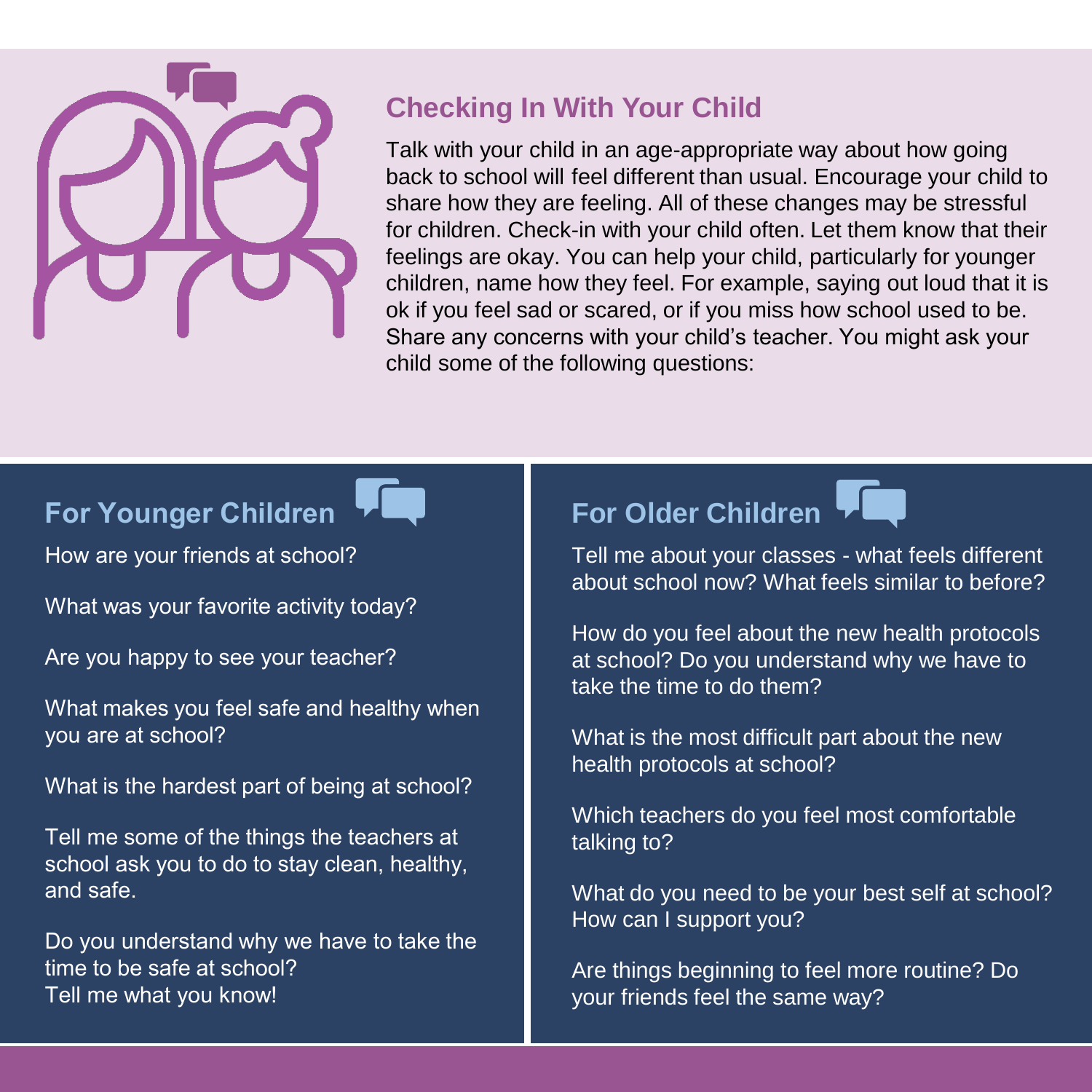## Checking In With Your Child

Talk with your child in an age-appropriate way about how going back to school will feel different than usual. Encourage your child to share how they are feeling. All of these changes may be stressful for children. Check-in with your child often. Let them know that their feelings are okay. You can help your child, particularly for younger children, name how they feel. For example, saying out loud that it is ok if you feel sad or scared, or if you miss how school used to be. Share any concerns with your child's teacher. You might ask your child some of the following questions:

### For Younger Children

How are your friends at school?

What was your favorite activity today?

Are you happy to see your teacher?

What makes you feel safe and healthy when you are at school?

What is the hardest part of being at school?

Tell me some of the things the teachers at school ask you to do to stay clean, healthy, and safe.

Do you understand why we have to take the time to be safe at school?
Tell me what you know!

### For Older Children

Tell me about your classes - what feels different about school now? What feels similar to before?

How do you feel about the new health protocols at school? Do you understand why we have to take the time to do them?

What is the most difficult part about the new health protocols at school?

Which teachers do you feel most comfortable talking to?

What do you need to be your best self at school? How can I support you?

Are things beginning to feel more routine? Do your friends feel the same way?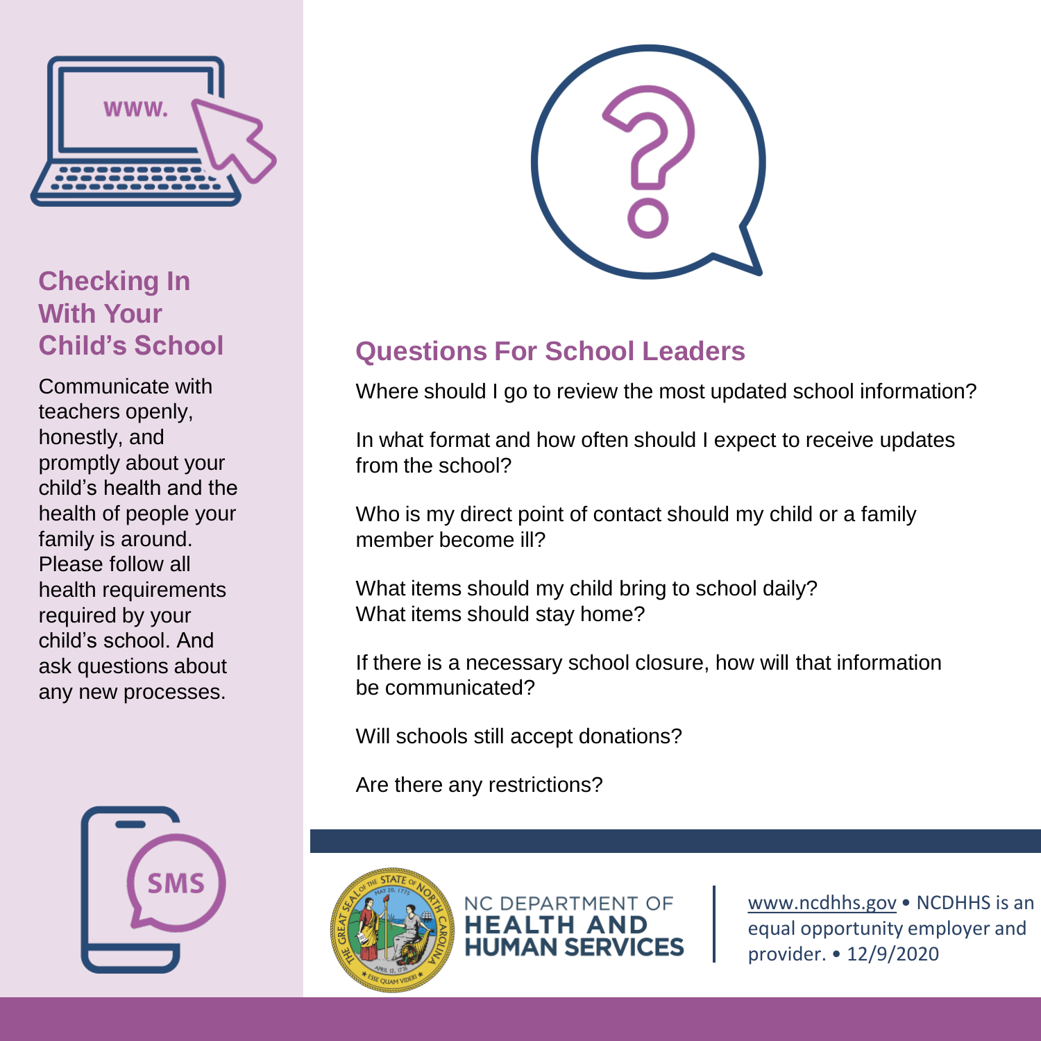## Checking In With Your Child's School

Communicate with teachers openly, honestly, and promptly about your child's health and the health of people your family is around. Please follow all health requirements required by your child's school. And ask questions about any new processes.

## Questions For School Leaders

Where should I go to review the most updated school information?

In what format and how often should I expect to receive updates from the school?

Who is my direct point of contact should my child or a family member become ill?

What items should my child bring to school daily?
What items should stay home?

If there is a necessary school closure, how will that information be communicated?

Will schools still accept donations?

Are there any restrictions?

NC DEPARTMENT OF **HEALTH AND HUMAN SERVICES**

www.ncdhhs.gov • NCDHHS is an equal opportunity employer and provider. • 12/9/2020